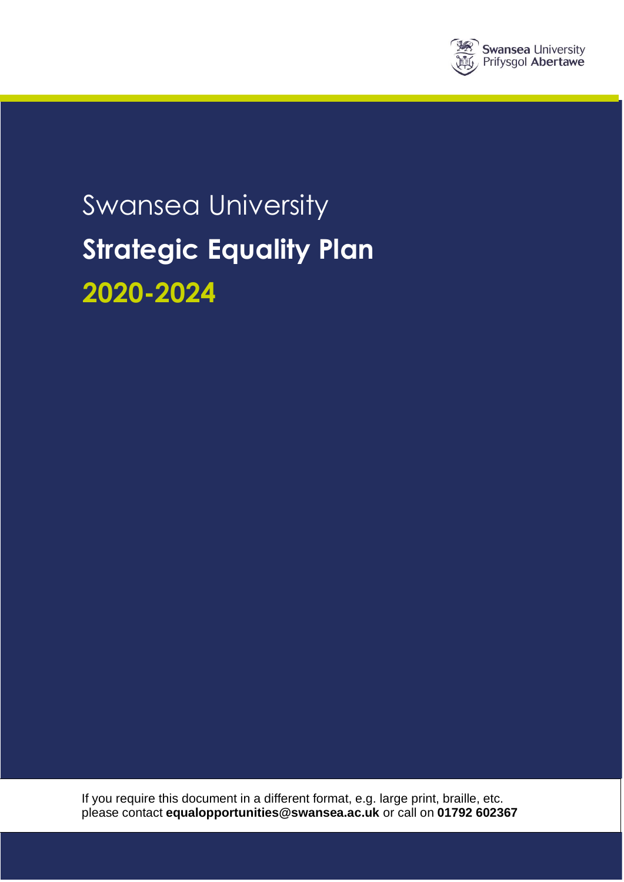Swansea University
Prifysgol Abertawe

# Swansea University

# Strategic Equality Plan

## 2020-2024

If you require this document in a different format, e.g. large print, braille, etc. please contact **equalopportunities@swansea.ac.uk** or call on **01792 602367**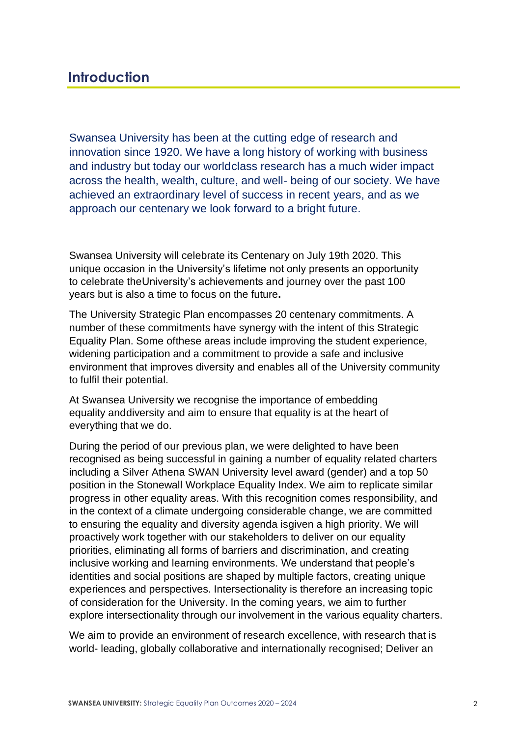## Introduction

Swansea University has been at the cutting edge of research and innovation since 1920. We have a long history of working with business and industry but today our worldclass research has a much wider impact across the health, wealth, culture, and well- being of our society. We have achieved an extraordinary level of success in recent years, and as we approach our centenary we look forward to a bright future.

Swansea University will celebrate its Centenary on July 19th 2020. This unique occasion in the University's lifetime not only presents an opportunity to celebrate theUniversity's achievements and journey over the past 100 years but is also a time to focus on the future**.**

The University Strategic Plan encompasses 20 centenary commitments. A number of these commitments have synergy with the intent of this Strategic Equality Plan. Some ofthese areas include improving the student experience, widening participation and a commitment to provide a safe and inclusive environment that improves diversity and enables all of the University community to fulfil their potential.

At Swansea University we recognise the importance of embedding equality anddiversity and aim to ensure that equality is at the heart of everything that we do.

During the period of our previous plan, we were delighted to have been recognised as being successful in gaining a number of equality related charters including a Silver Athena SWAN University level award (gender) and a top 50 position in the Stonewall Workplace Equality Index. We aim to replicate similar progress in other equality areas. With this recognition comes responsibility, and in the context of a climate undergoing considerable change, we are committed to ensuring the equality and diversity agenda isgiven a high priority. We will proactively work together with our stakeholders to deliver on our equality priorities, eliminating all forms of barriers and discrimination, and creating inclusive working and learning environments. We understand that people's identities and social positions are shaped by multiple factors, creating unique experiences and perspectives. Intersectionality is therefore an increasing topic of consideration for the University. In the coming years, we aim to further explore intersectionality through our involvement in the various equality charters.

We aim to provide an environment of research excellence, with research that is world- leading, globally collaborative and internationally recognised; Deliver an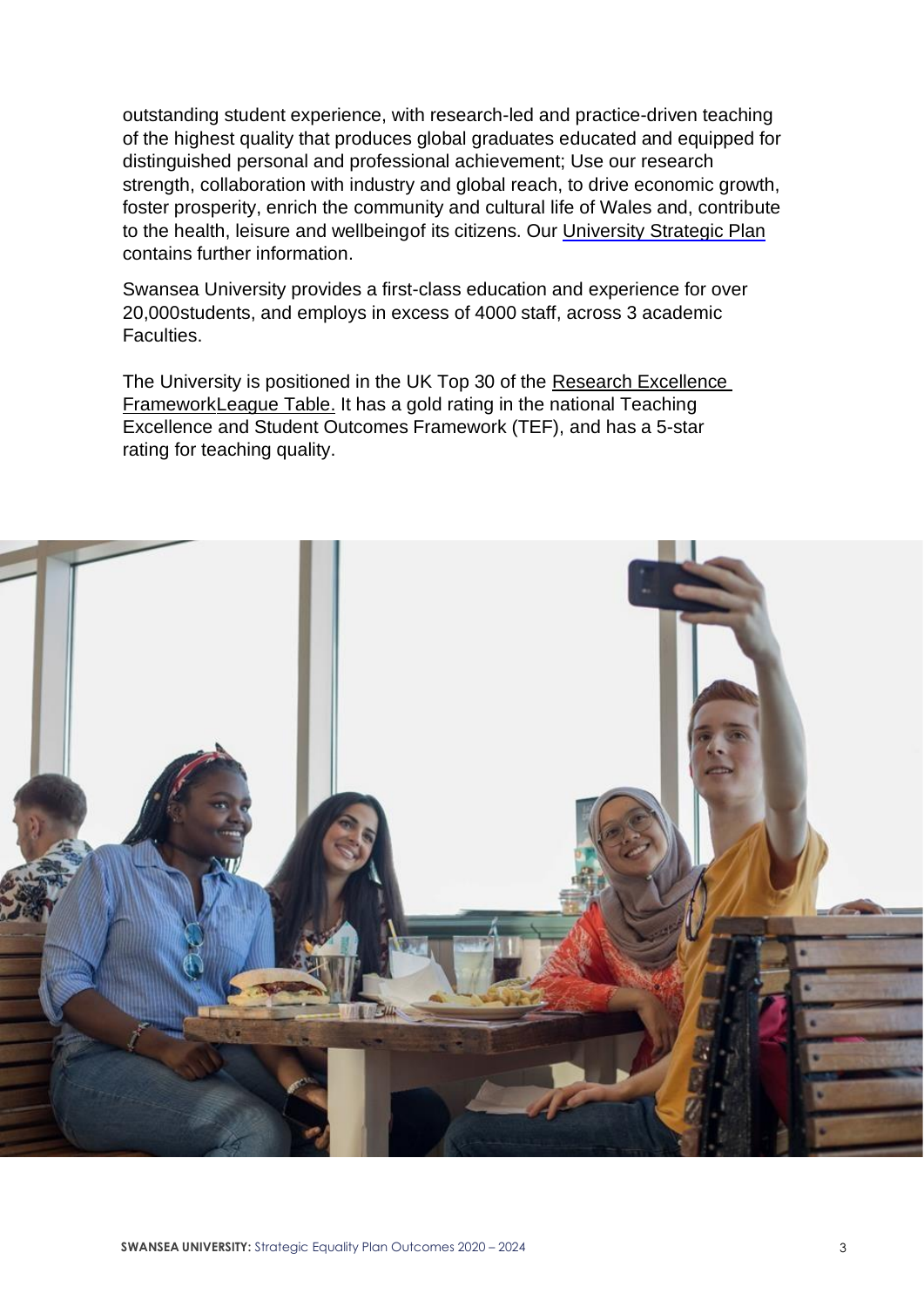outstanding student experience, with research-led and practice-driven teaching of the highest quality that produces global graduates educated and equipped for distinguished personal and professional achievement; Use our research strength, collaboration with industry and global reach, to drive economic growth, foster prosperity, enrich the community and cultural life of Wales and, contribute to the health, leisure and wellbeingof its citizens. Our University Strategic Plan contains further information.

Swansea University provides a first-class education and experience for over 20,000students, and employs in excess of 4000 staff, across 3 academic Faculties.

The University is positioned in the UK Top 30 of the Research Excellence FrameworkLeague Table. It has a gold rating in the national Teaching Excellence and Student Outcomes Framework (TEF), and has a 5-star rating for teaching quality.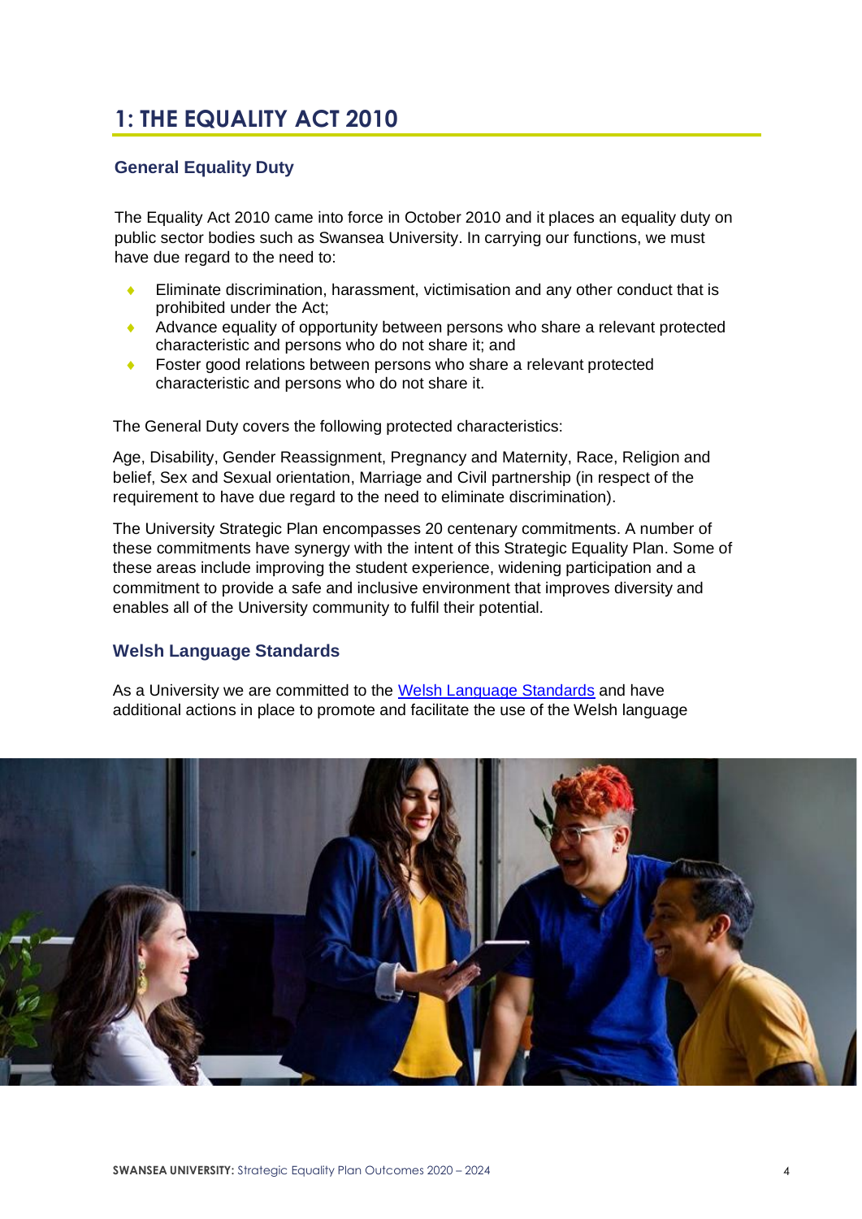# 1: THE EQUALITY ACT 2010

## General Equality Duty

The Equality Act 2010 came into force in October 2010 and it places an equality duty on public sector bodies such as Swansea University. In carrying our functions, we must have due regard to the need to:

- Eliminate discrimination, harassment, victimisation and any other conduct that is prohibited under the Act;
- Advance equality of opportunity between persons who share a relevant protected characteristic and persons who do not share it; and
- Foster good relations between persons who share a relevant protected characteristic and persons who do not share it.

The General Duty covers the following protected characteristics:

Age, Disability, Gender Reassignment, Pregnancy and Maternity, Race, Religion and belief, Sex and Sexual orientation, Marriage and Civil partnership (in respect of the requirement to have due regard to the need to eliminate discrimination).

The University Strategic Plan encompasses 20 centenary commitments. A number of these commitments have synergy with the intent of this Strategic Equality Plan. Some of these areas include improving the student experience, widening participation and a commitment to provide a safe and inclusive environment that improves diversity and enables all of the University community to fulfil their potential.

## Welsh Language Standards

As a University we are committed to the Welsh Language Standards and have additional actions in place to promote and facilitate the use of the Welsh language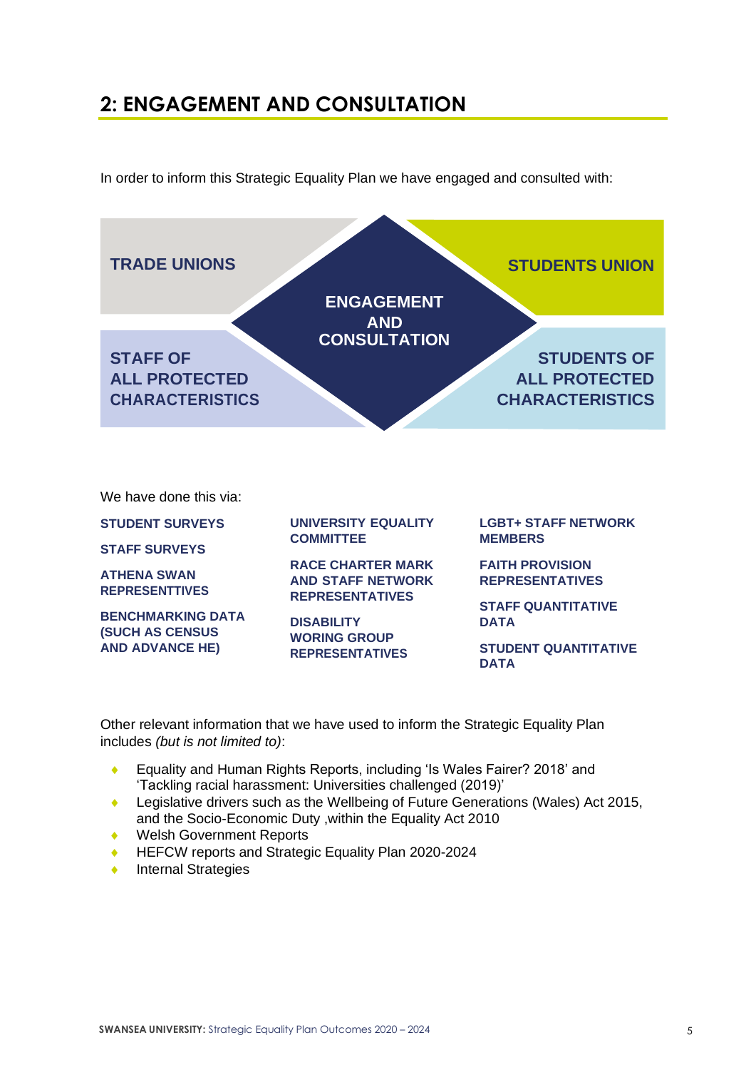## 2: ENGAGEMENT AND CONSULTATION

In order to inform this Strategic Equality Plan we have engaged and consulted with:

**ENGAGEMENT AND CONSULTATION**

- **TRADE UNIONS**
- **STUDENTS UNION**
- **STAFF OF ALL PROTECTED CHARACTERISTICS**
- **STUDENTS OF ALL PROTECTED CHARACTERISTICS**

We have done this via:

- **STUDENT SURVEYS**
- **STAFF SURVEYS**
- **ATHENA SWAN REPRESENTTIVES**
- **BENCHMARKING DATA (SUCH AS CENSUS AND ADVANCE HE)**
- **UNIVERSITY EQUALITY COMMITTEE**
- **RACE CHARTER MARK AND STAFF NETWORK REPRESENTATIVES**
- **DISABILITY WORING GROUP REPRESENTATIVES**
- **LGBT+ STAFF NETWORK MEMBERS**
- **FAITH PROVISION REPRESENTATIVES**
- **STAFF QUANTITATIVE DATA**
- **STUDENT QUANTITIVE DATA**

Other relevant information that we have used to inform the Strategic Equality Plan includes *(but is not limited to)*:

- Equality and Human Rights Reports, including 'Is Wales Fairer? 2018' and 'Tackling racial harassment: Universities challenged (2019)'
- Legislative drivers such as the Wellbeing of Future Generations (Wales) Act 2015, and the Socio-Economic Duty ,within the Equality Act 2010
- Welsh Government Reports
- HEFCW reports and Strategic Equality Plan 2020-2024
- Internal Strategies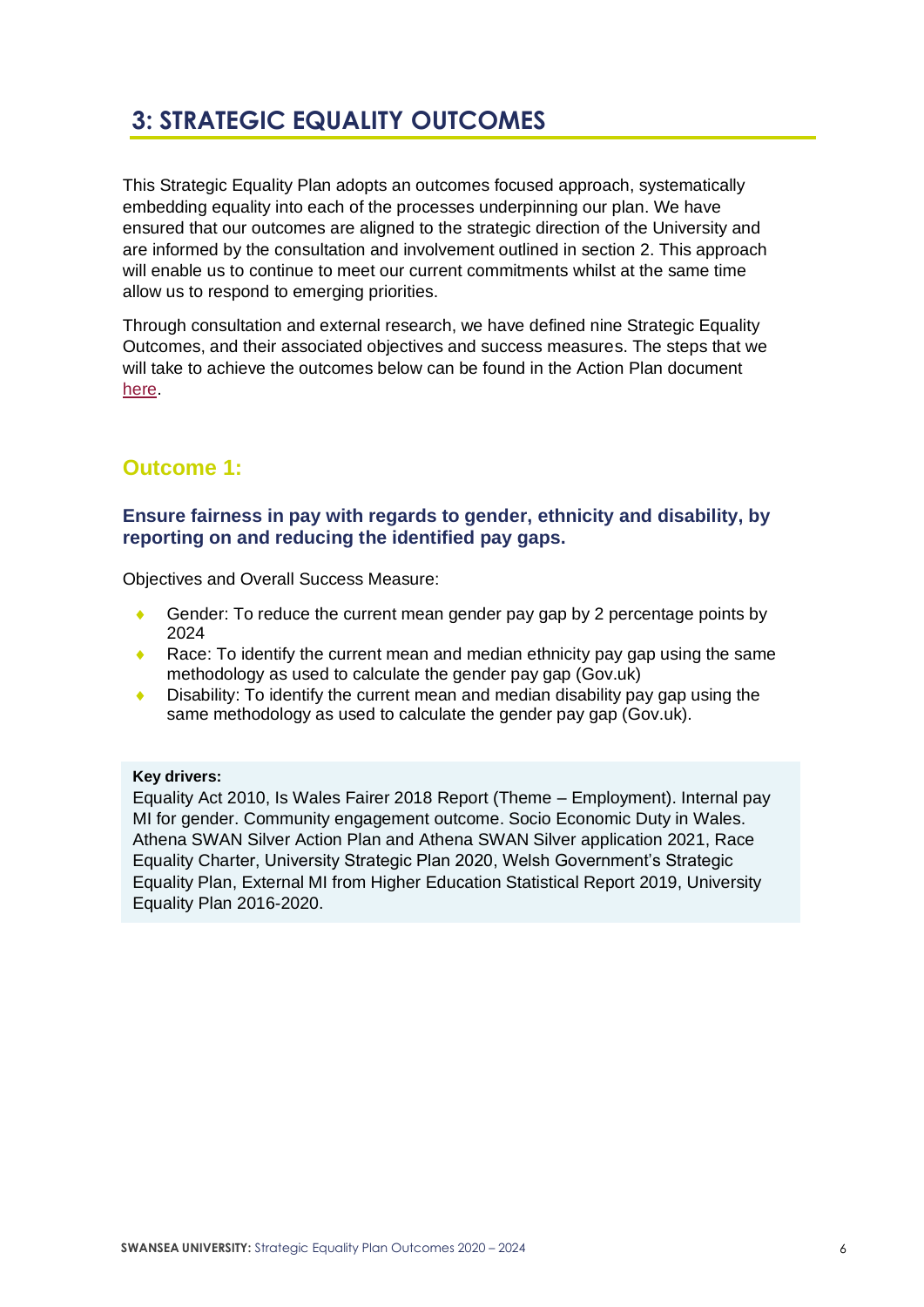## 3: STRATEGIC EQUALITY OUTCOMES

This Strategic Equality Plan adopts an outcomes focused approach, systematically embedding equality into each of the processes underpinning our plan. We have ensured that our outcomes are aligned to the strategic direction of the University and are informed by the consultation and involvement outlined in section 2. This approach will enable us to continue to meet our current commitments whilst at the same time allow us to respond to emerging priorities.

Through consultation and external research, we have defined nine Strategic Equality Outcomes, and their associated objectives and success measures. The steps that we will take to achieve the outcomes below can be found in the Action Plan document here.

### Outcome 1:

#### Ensure fairness in pay with regards to gender, ethnicity and disability, by reporting on and reducing the identified pay gaps.

Objectives and Overall Success Measure:

- Gender: To reduce the current mean gender pay gap by 2 percentage points by 2024
- Race: To identify the current mean and median ethnicity pay gap using the same methodology as used to calculate the gender pay gap (Gov.uk)
- Disability: To identify the current mean and median disability pay gap using the same methodology as used to calculate the gender pay gap (Gov.uk).

**Key drivers:**
Equality Act 2010, Is Wales Fairer 2018 Report (Theme – Employment). Internal pay MI for gender. Community engagement outcome. Socio Economic Duty in Wales. Athena SWAN Silver Action Plan and Athena SWAN Silver application 2021, Race Equality Charter, University Strategic Plan 2020, Welsh Government's Strategic Equality Plan, External MI from Higher Education Statistical Report 2019, University Equality Plan 2016-2020.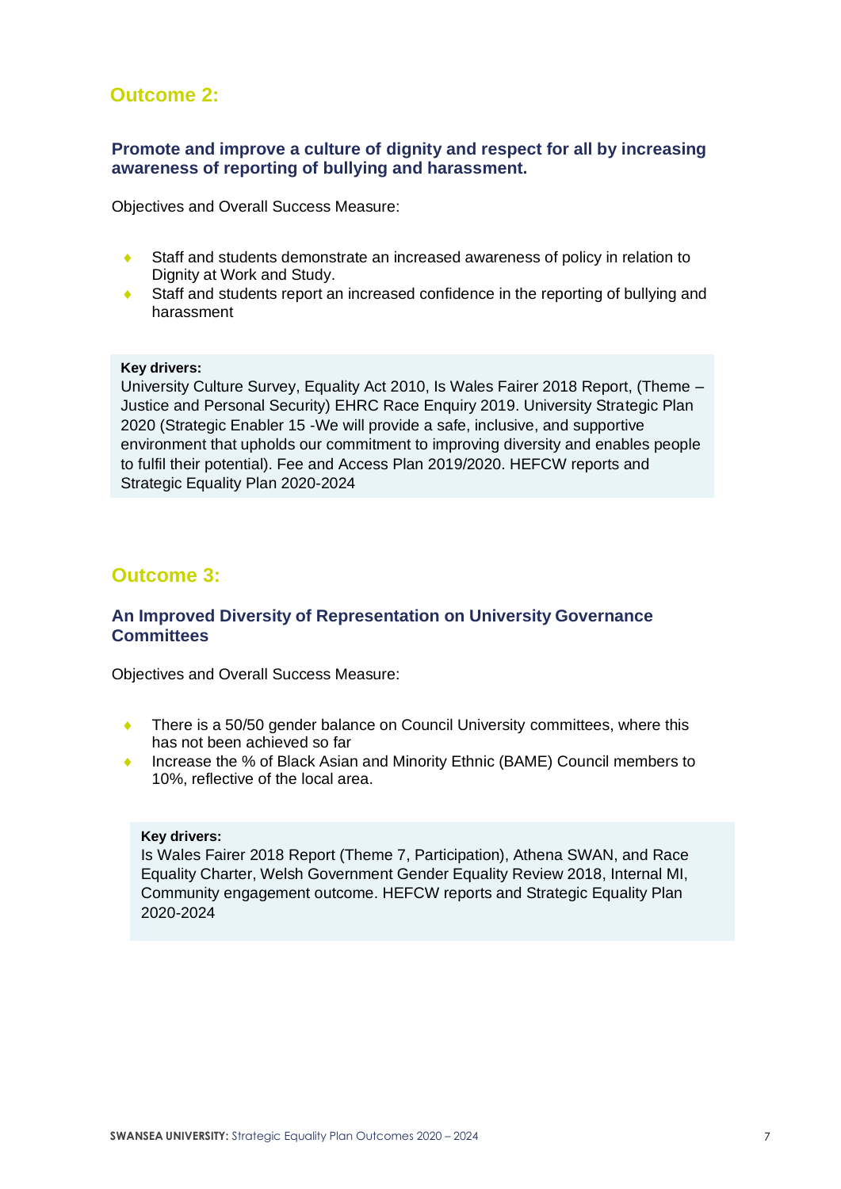## Outcome 2:

### Promote and improve a culture of dignity and respect for all by increasing awareness of reporting of bullying and harassment.

Objectives and Overall Success Measure:

- Staff and students demonstrate an increased awareness of policy in relation to Dignity at Work and Study.
- Staff and students report an increased confidence in the reporting of bullying and harassment

**Key drivers:**
University Culture Survey, Equality Act 2010, Is Wales Fairer 2018 Report, (Theme – Justice and Personal Security) EHRC Race Enquiry 2019. University Strategic Plan 2020 (Strategic Enabler 15 -We will provide a safe, inclusive, and supportive environment that upholds our commitment to improving diversity and enables people to fulfil their potential). Fee and Access Plan 2019/2020. HEFCW reports and Strategic Equality Plan 2020-2024

## Outcome 3:

### An Improved Diversity of Representation on University Governance Committees

Objectives and Overall Success Measure:

- There is a 50/50 gender balance on Council University committees, where this has not been achieved so far
- Increase the % of Black Asian and Minority Ethnic (BAME) Council members to 10%, reflective of the local area.

**Key drivers:**
Is Wales Fairer 2018 Report (Theme 7, Participation), Athena SWAN, and Race Equality Charter, Welsh Government Gender Equality Review 2018, Internal MI, Community engagement outcome. HEFCW reports and Strategic Equality Plan 2020-2024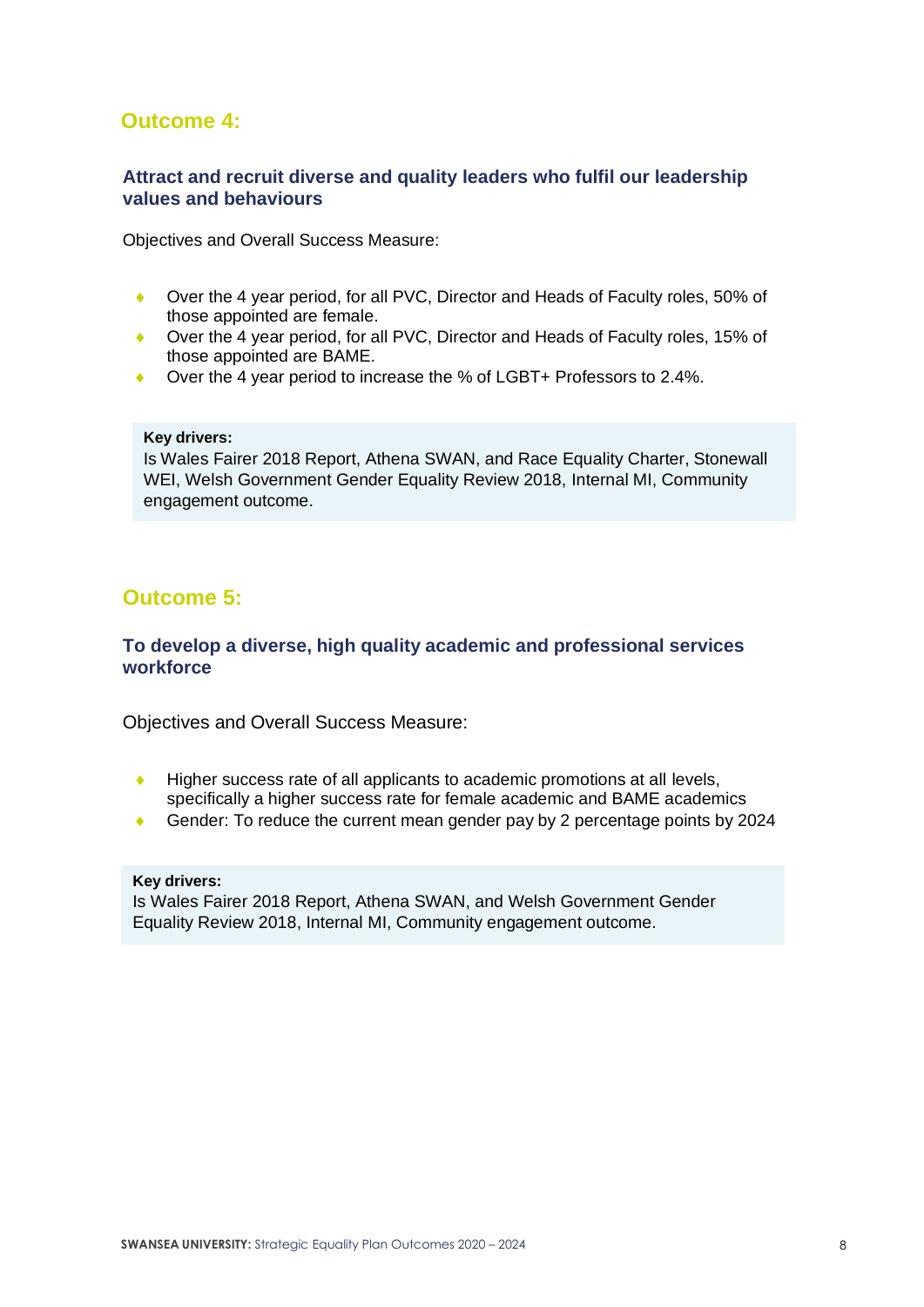## Outcome 4:

### Attract and recruit diverse and quality leaders who fulfil our leadership values and behaviours

Objectives and Overall Success Measure:

- Over the 4 year period, for all PVC, Director and Heads of Faculty roles, 50% of those appointed are female.
- Over the 4 year period, for all PVC, Director and Heads of Faculty roles, 15% of those appointed are BAME.
- Over the 4 year period to increase the % of LGBT+ Professors to 2.4%.

**Key drivers:**
Is Wales Fairer 2018 Report, Athena SWAN, and Race Equality Charter, Stonewall WEI, Welsh Government Gender Equality Review 2018, Internal MI, Community engagement outcome.

## Outcome 5:

### To develop a diverse, high quality academic and professional services workforce

Objectives and Overall Success Measure:

- Higher success rate of all applicants to academic promotions at all levels, specifically a higher success rate for female academic and BAME academics
- Gender: To reduce the current mean gender pay by 2 percentage points by 2024

**Key drivers:**
Is Wales Fairer 2018 Report, Athena SWAN, and Welsh Government Gender Equality Review 2018, Internal MI, Community engagement outcome.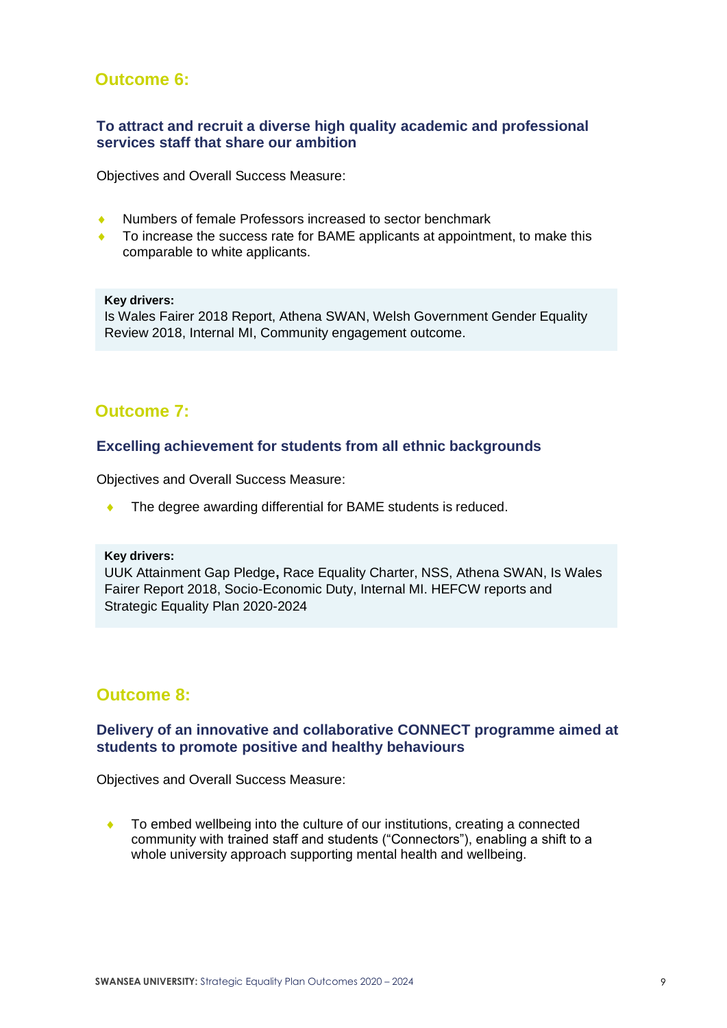## Outcome 6:

### To attract and recruit a diverse high quality academic and professional services staff that share our ambition

Objectives and Overall Success Measure:

- Numbers of female Professors increased to sector benchmark
- To increase the success rate for BAME applicants at appointment, to make this comparable to white applicants.

**Key drivers:**
Is Wales Fairer 2018 Report, Athena SWAN, Welsh Government Gender Equality Review 2018, Internal MI, Community engagement outcome.

## Outcome 7:

### Excelling achievement for students from all ethnic backgrounds

Objectives and Overall Success Measure:

- The degree awarding differential for BAME students is reduced.

**Key drivers:**
UUK Attainment Gap Pledge**,** Race Equality Charter, NSS, Athena SWAN, Is Wales Fairer Report 2018, Socio-Economic Duty, Internal MI. HEFCW reports and Strategic Equality Plan 2020-2024

## Outcome 8:

### Delivery of an innovative and collaborative CONNECT programme aimed at students to promote positive and healthy behaviours

Objectives and Overall Success Measure:

- To embed wellbeing into the culture of our institutions, creating a connected community with trained staff and students ("Connectors"), enabling a shift to a whole university approach supporting mental health and wellbeing.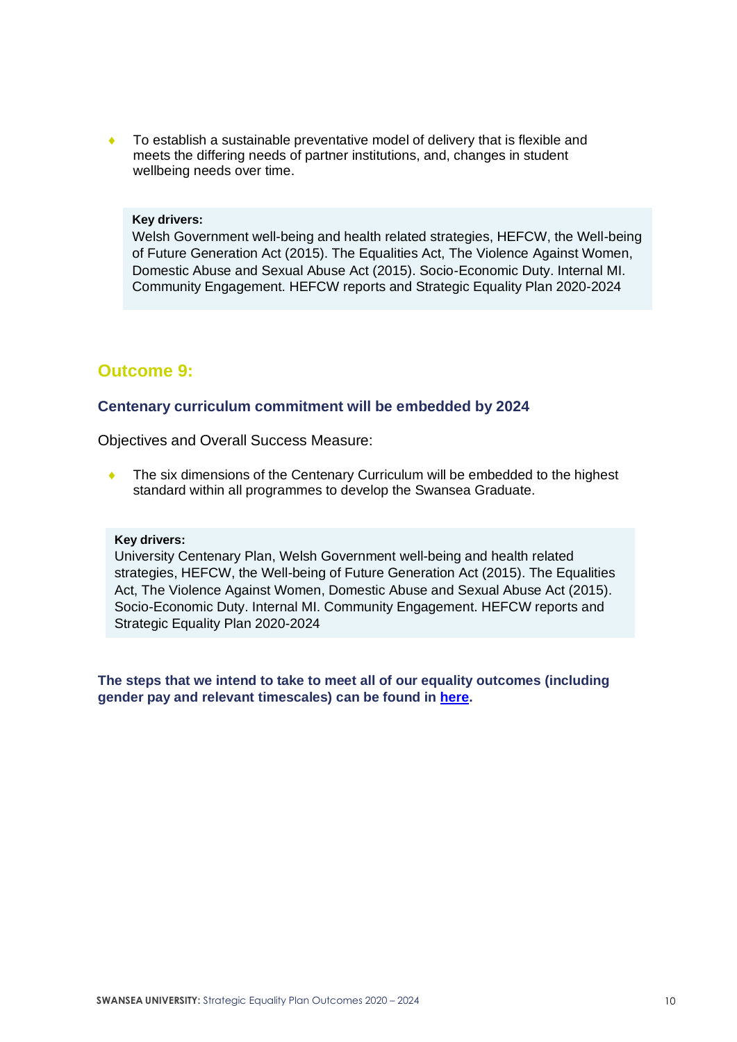- To establish a sustainable preventative model of delivery that is flexible and meets the differing needs of partner institutions, and, changes in student wellbeing needs over time.

> **Key drivers:**
> Welsh Government well-being and health related strategies, HEFCW, the Well-being of Future Generation Act (2015). The Equalities Act, The Violence Against Women, Domestic Abuse and Sexual Abuse Act (2015). Socio-Economic Duty. Internal MI. Community Engagement. HEFCW reports and Strategic Equality Plan 2020-2024

## Outcome 9:

### Centenary curriculum commitment will be embedded by 2024

Objectives and Overall Success Measure:

- The six dimensions of the Centenary Curriculum will be embedded to the highest standard within all programmes to develop the Swansea Graduate.

> **Key drivers:**
> University Centenary Plan, Welsh Government well-being and health related strategies, HEFCW, the Well-being of Future Generation Act (2015). The Equalities Act, The Violence Against Women, Domestic Abuse and Sexual Abuse Act (2015). Socio-Economic Duty. Internal MI. Community Engagement. HEFCW reports and Strategic Equality Plan 2020-2024

**The steps that we intend to take to meet all of our equality outcomes (including gender pay and relevant timescales) can be found in here.**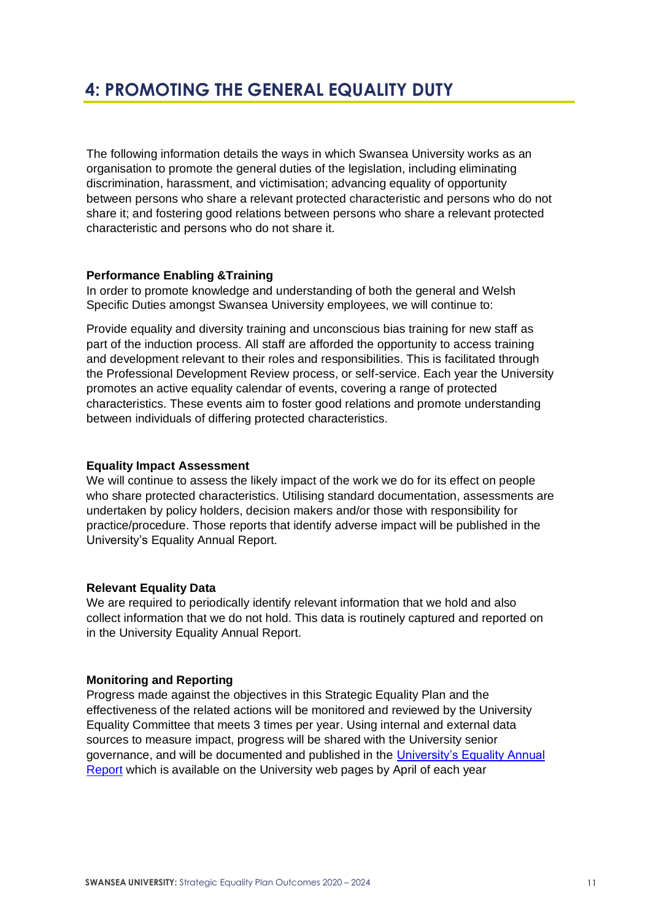# 4: PROMOTING THE GENERAL EQUALITY DUTY

The following information details the ways in which Swansea University works as an organisation to promote the general duties of the legislation, including eliminating discrimination, harassment, and victimisation; advancing equality of opportunity between persons who share a relevant protected characteristic and persons who do not share it; and fostering good relations between persons who share a relevant protected characteristic and persons who do not share it.

**Performance Enabling &Training**

In order to promote knowledge and understanding of both the general and Welsh Specific Duties amongst Swansea University employees, we will continue to:

Provide equality and diversity training and unconscious bias training for new staff as part of the induction process. All staff are afforded the opportunity to access training and development relevant to their roles and responsibilities. This is facilitated through the Professional Development Review process, or self-service. Each year the University promotes an active equality calendar of events, covering a range of protected characteristics. These events aim to foster good relations and promote understanding between individuals of differing protected characteristics.

**Equality Impact Assessment**

We will continue to assess the likely impact of the work we do for its effect on people who share protected characteristics. Utilising standard documentation, assessments are undertaken by policy holders, decision makers and/or those with responsibility for practice/procedure. Those reports that identify adverse impact will be published in the University's Equality Annual Report.

**Relevant Equality Data**

We are required to periodically identify relevant information that we hold and also collect information that we do not hold. This data is routinely captured and reported on in the University Equality Annual Report.

**Monitoring and Reporting**

Progress made against the objectives in this Strategic Equality Plan and the effectiveness of the related actions will be monitored and reviewed by the University Equality Committee that meets 3 times per year. Using internal and external data sources to measure impact, progress will be shared with the University senior governance, and will be documented and published in the University's Equality Annual Report which is available on the University web pages by April of each year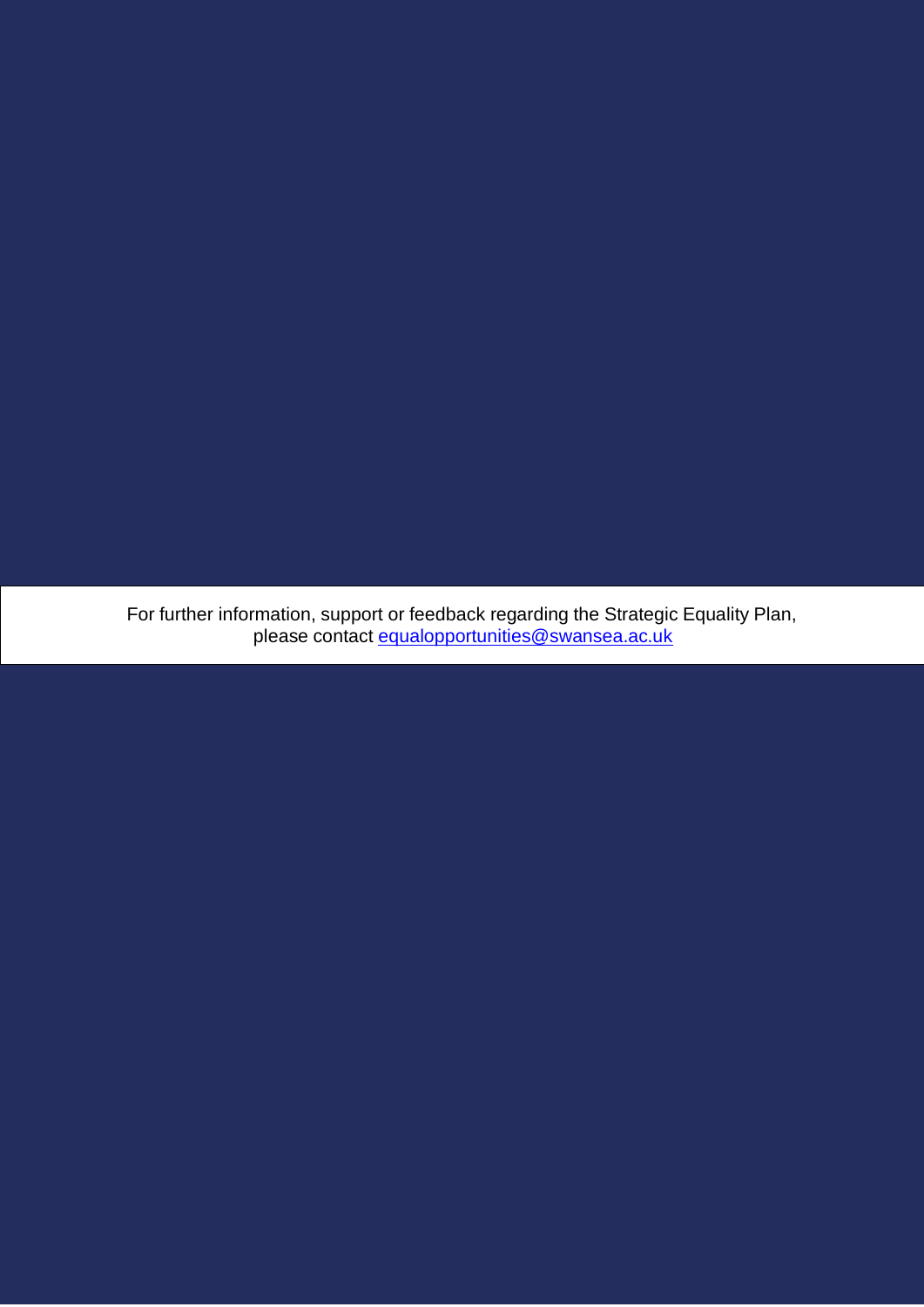For further information, support or feedback regarding the Strategic Equality Plan, please contact equalopportunities@swansea.ac.uk